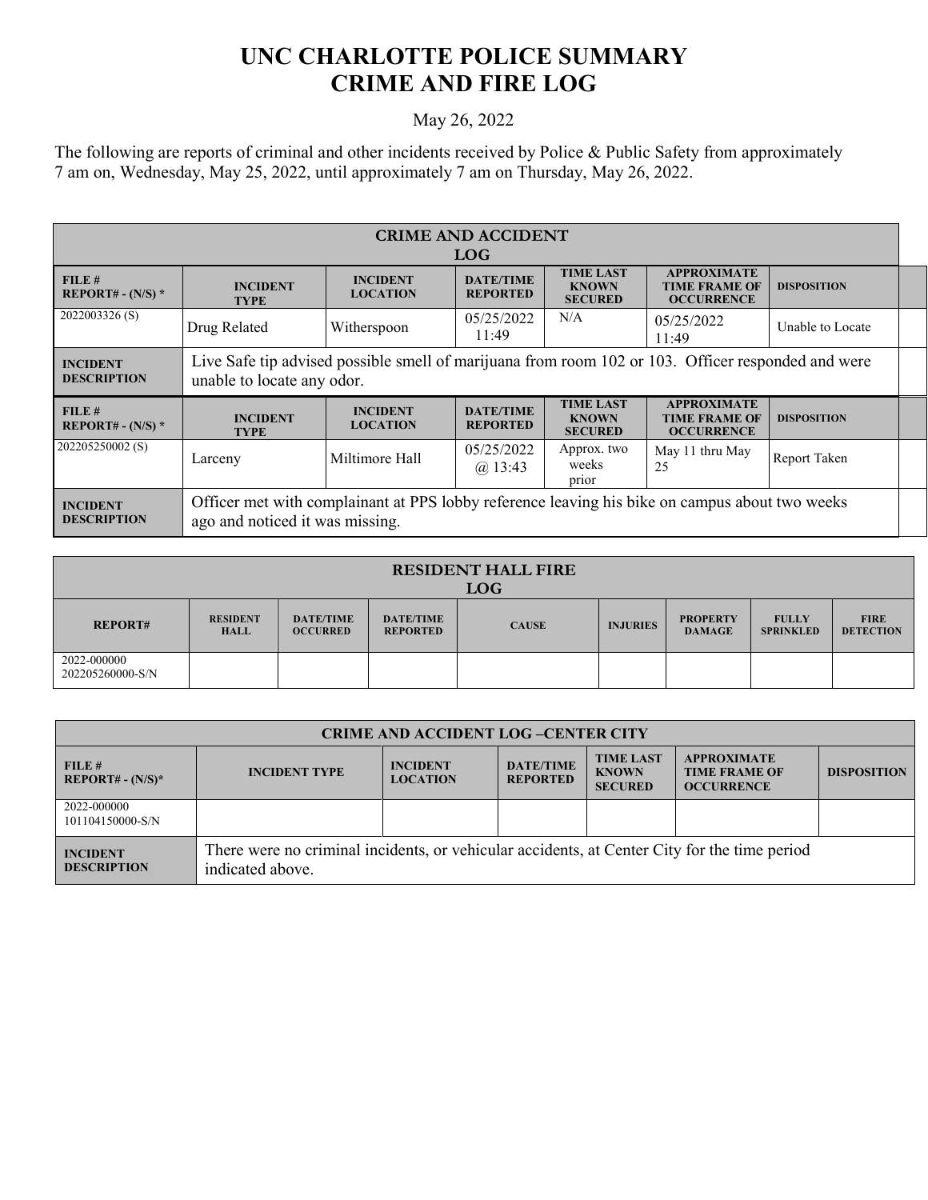# UNC CHARLOTTE POLICE SUMMARY
# CRIME AND FIRE LOG

May 26, 2022

The following are reports of criminal and other incidents received by Police & Public Safety from approximately 7 am on, Wednesday, May 25, 2022, until approximately 7 am on Thursday, May 26, 2022.

| CRIME AND ACCIDENT LOG | | | | | | |
|---|---|---|---|---|---|---|
| **FILE # REPORT# - (N/S) *** | **INCIDENT TYPE** | **INCIDENT LOCATION** | **DATE/TIME REPORTED** | **TIME LAST KNOWN SECURED** | **APPROXIMATE TIME FRAME OF OCCURRENCE** | **DISPOSITION** |
| 2022003326 (S) | Drug Related | Witherspoon | 05/25/2022 11:49 | N/A | 05/25/2022 11:49 | Unable to Locate |
| **INCIDENT DESCRIPTION** | Live Safe tip advised possible smell of marijuana from room 102 or 103. Officer responded and were unable to locate any odor. | | | | | |
| **FILE # REPORT# - (N/S) *** | **INCIDENT TYPE** | **INCIDENT LOCATION** | **DATE/TIME REPORTED** | **TIME LAST KNOWN SECURED** | **APPROXIMATE TIME FRAME OF OCCURRENCE** | **DISPOSITION** |
| 202205250002 (S) | Larceny | Miltimore Hall | 05/25/2022 @ 13:43 | Approx. two weeks prior | May 11 thru May 25 | Report Taken |
| **INCIDENT DESCRIPTION** | Officer met with complainant at PPS lobby reference leaving his bike on campus about two weeks ago and noticed it was missing. | | | | | |

| RESIDENT HALL FIRE LOG | | | | | | | | |
|---|---|---|---|---|---|---|---|---|
| **REPORT#** | **RESIDENT HALL** | **DATE/TIME OCCURRED** | **DATE/TIME REPORTED** | **CAUSE** | **INJURIES** | **PROPERTY DAMAGE** | **FULLY SPRINKLED** | **FIRE DETECTION** |
| 2022-000000 202205260000-S/N | | | | | | | | |

| CRIME AND ACCIDENT LOG –CENTER CITY | | | | | | |
|---|---|---|---|---|---|---|
| **FILE # REPORT# - (N/S)*** | **INCIDENT TYPE** | **INCIDENT LOCATION** | **DATE/TIME REPORTED** | **TIME LAST KNOWN SECURED** | **APPROXIMATE TIME FRAME OF OCCURRENCE** | **DISPOSITION** |
| 2022-000000 101104150000-S/N | | | | | | |
| **INCIDENT DESCRIPTION** | There were no criminal incidents, or vehicular accidents, at Center City for the time period indicated above. | | | | | |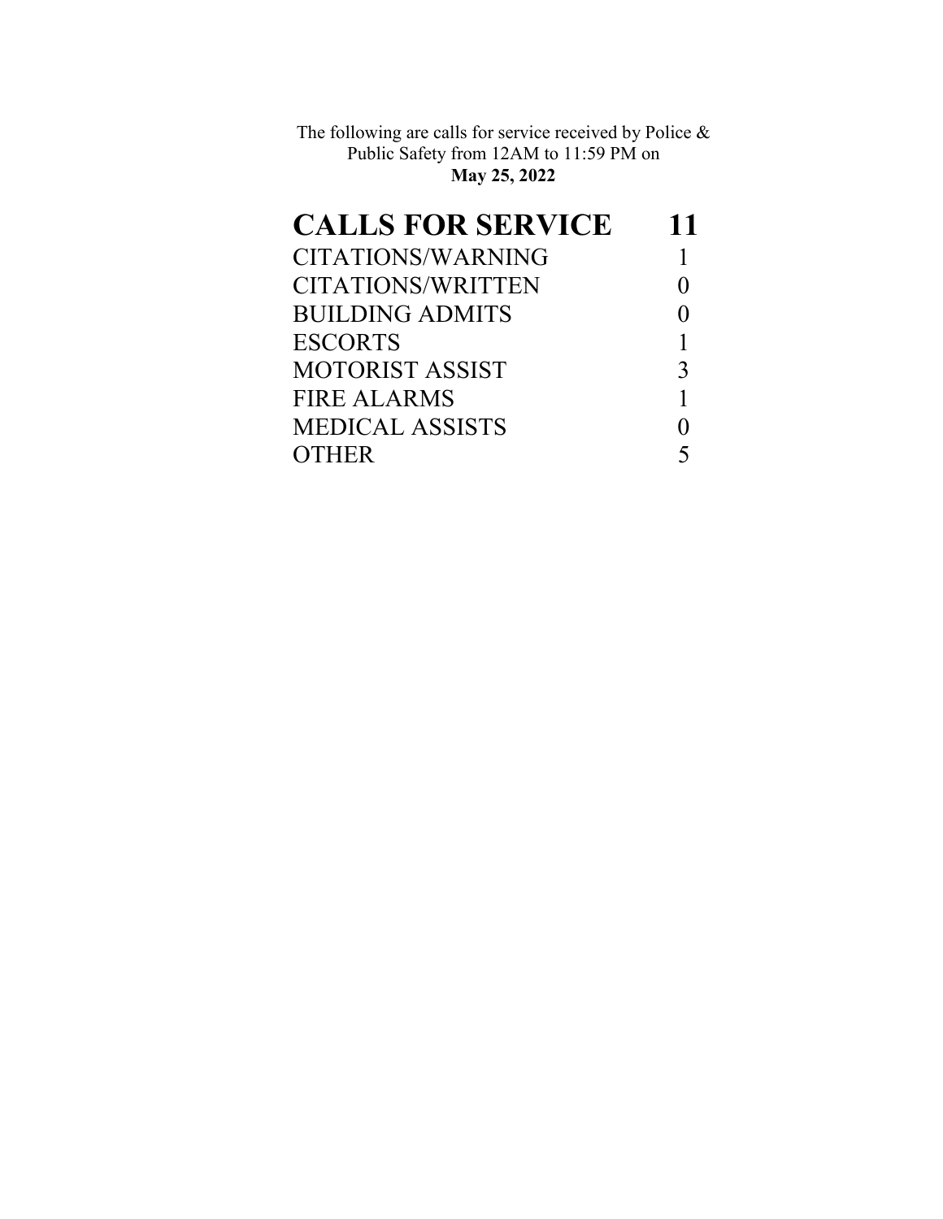The following are calls for service received by Police & Public Safety from 12AM to 11:59 PM on
**May 25, 2022**

| | |
|---|---|
| **CALLS FOR SERVICE** | **11** |
| CITATIONS/WARNING | 1 |
| CITATIONS/WRITTEN | 0 |
| BUILDING ADMITS | 0 |
| ESCORTS | 1 |
| MOTORIST ASSIST | 3 |
| FIRE ALARMS | 1 |
| MEDICAL ASSISTS | 0 |
| OTHER | 5 |